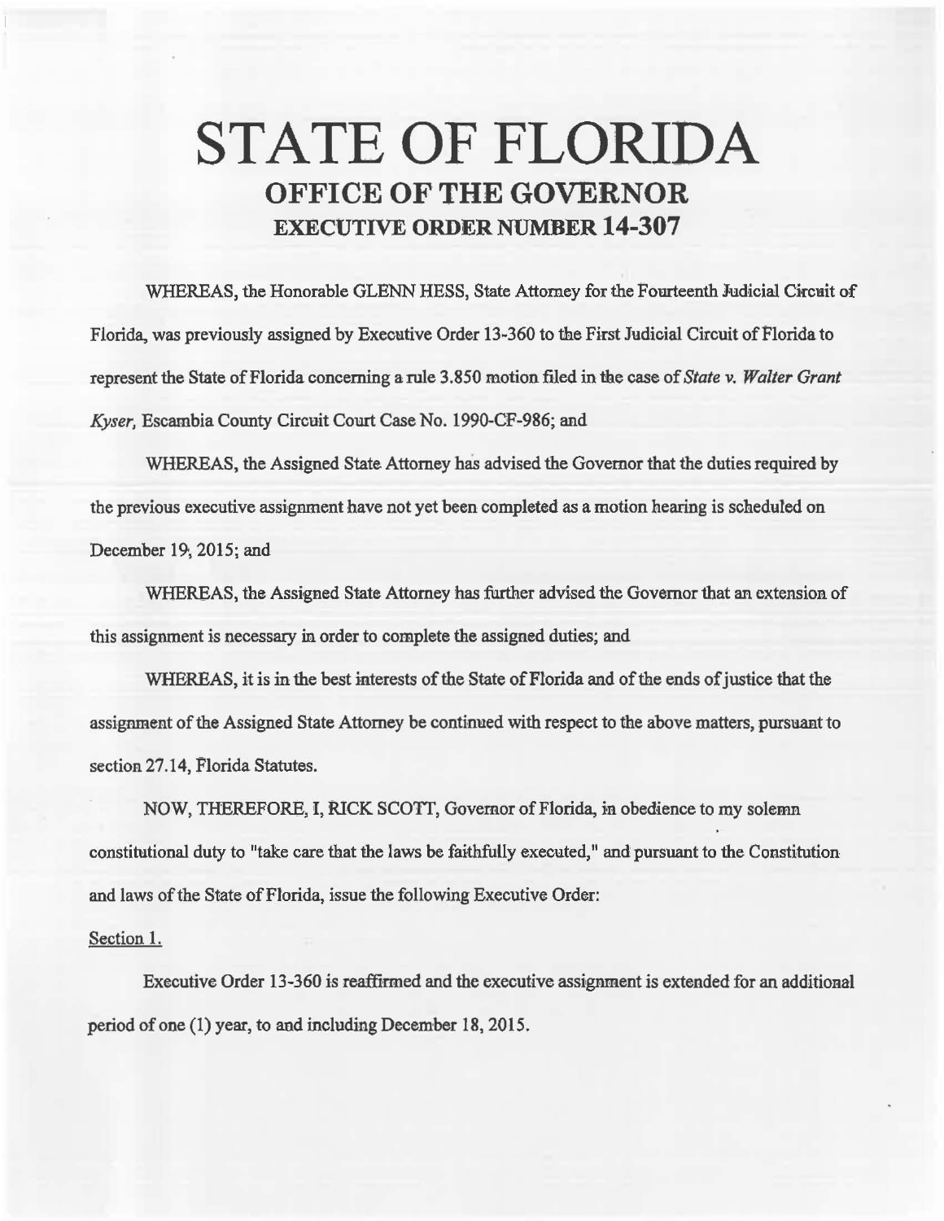# STATE OF FLORIDA
## OFFICE OF THE GOVERNOR
### EXECUTIVE ORDER NUMBER 14-307

WHEREAS, the Honorable GLENN HESS, State Attorney for the Fourteenth Judicial Circuit of Florida, was previously assigned by Executive Order 13-360 to the First Judicial Circuit of Florida to represent the State of Florida concerning a rule 3.850 motion filed in the case of *State v. Walter Grant Kyser*, Escambia County Circuit Court Case No. 1990-CF-986; and

WHEREAS, the Assigned State Attorney has advised the Governor that the duties required by the previous executive assignment have not yet been completed as a motion hearing is scheduled on December 19, 2015; and

WHEREAS, the Assigned State Attorney has further advised the Governor that an extension of this assignment is necessary in order to complete the assigned duties; and

WHEREAS, it is in the best interests of the State of Florida and of the ends of justice that the assignment of the Assigned State Attorney be continued with respect to the above matters, pursuant to section 27.14, Florida Statutes.

NOW, THEREFORE, I, RICK SCOTT, Governor of Florida, in obedience to my solemn constitutional duty to "take care that the laws be faithfully executed," and pursuant to the Constitution and laws of the State of Florida, issue the following Executive Order:

Section 1.

Executive Order 13-360 is reaffirmed and the executive assignment is extended for an additional period of one (1) year, to and including December 18, 2015.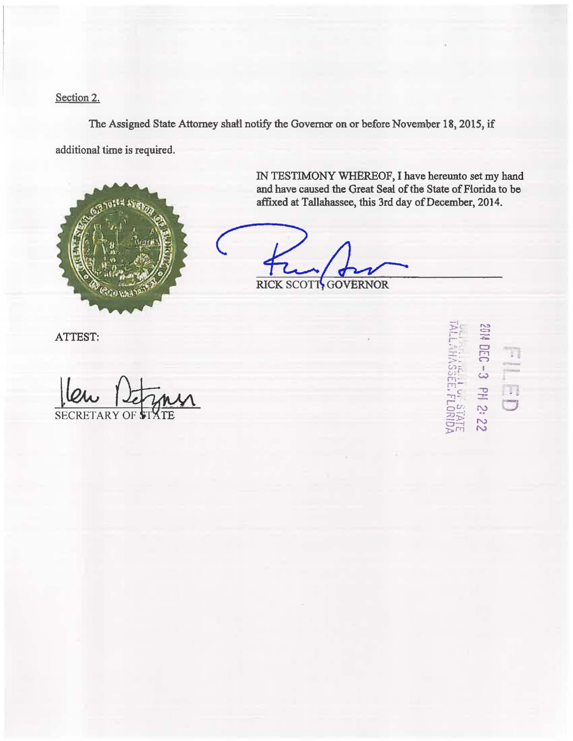Section 2.

The Assigned State Attorney shall notify the Governor on or before November 18, 2015, if additional time is required.

IN TESTIMONY WHEREOF, I have hereunto set my hand and have caused the Great Seal of the State of Florida to be affixed at Tallahassee, this 3rd day of December, 2014.

RICK SCOTT, GOVERNOR

ATTEST:

SECRETARY OF STATE

FILED

2014 DEC -3 PM 2:22

DEPARTMENT OF STATE
TALLAHASSEE, FLORIDA